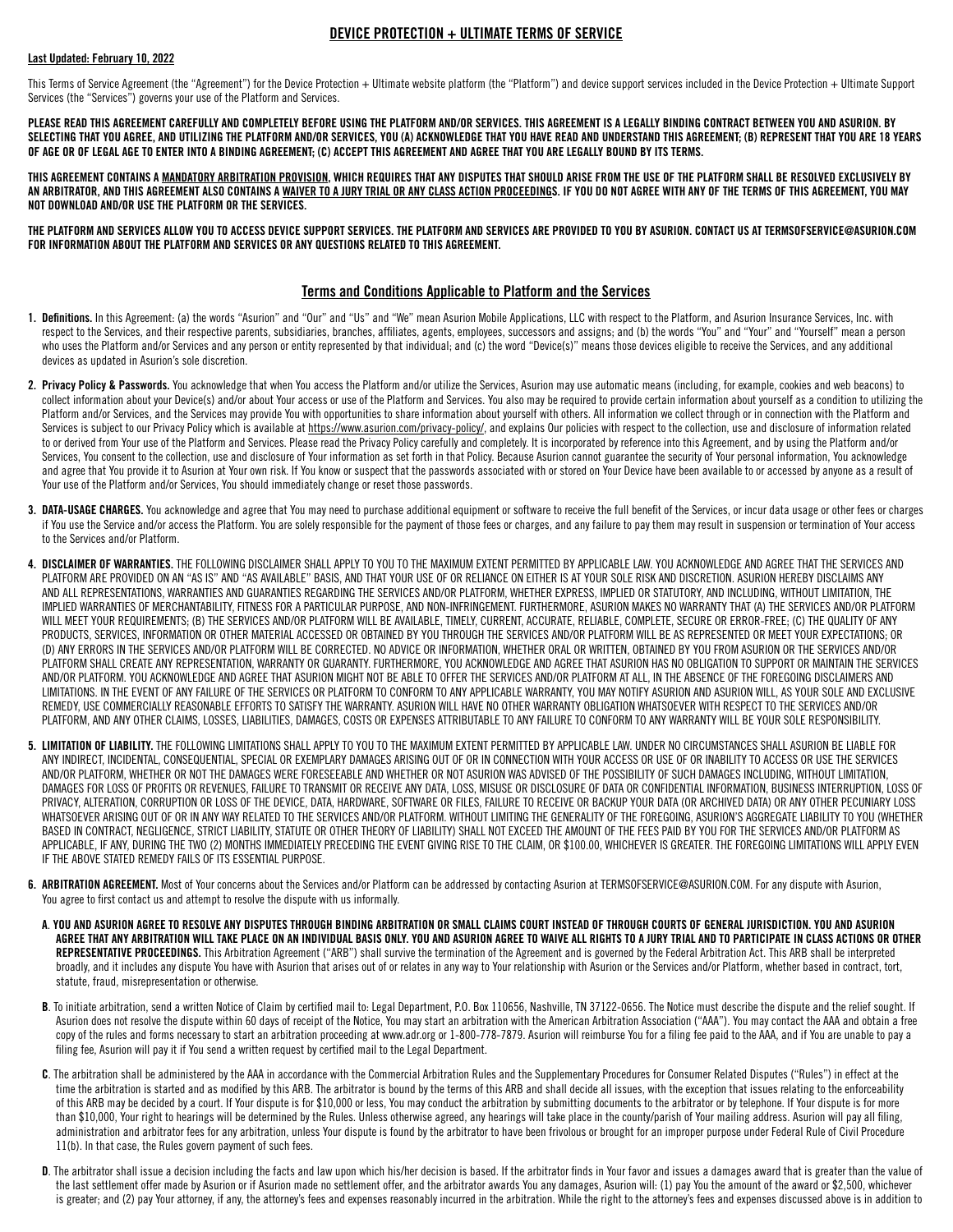# DEVICE PROTECTION + ULTIMATE TERMS OF SERVICE

**Last Updated: February 10, 2022**

This Terms of Service Agreement (the "Agreement") for the Device Protection + Ultimate website platform (the "Platform") and device support services included in the Device Protection + Ultimate Support Services (the "Services") governs your use of the Platform and Services.

**PLEASE READ THIS AGREEMENT CAREFULLY AND COMPLETELY BEFORE USING THE PLATFORM AND/OR SERVICES. THIS AGREEMENT IS A LEGALLY BINDING CONTRACT BETWEEN YOU AND ASURION. BY SELECTING THAT YOU AGREE, AND UTILIZING THE PLATFORM AND/OR SERVICES, YOU (A) ACKNOWLEDGE THAT YOU HAVE READ AND UNDERSTAND THIS AGREEMENT; (B) REPRESENT THAT YOU ARE 18 YEARS OF AGE OR OF LEGAL AGE TO ENTER INTO A BINDING AGREEMENT; (C) ACCEPT THIS AGREEMENT AND AGREE THAT YOU ARE LEGALLY BOUND BY ITS TERMS.**

**THIS AGREEMENT CONTAINS A MANDATORY ARBITRATION PROVISION, WHICH REQUIRES THAT ANY DISPUTES THAT SHOULD ARISE FROM THE USE OF THE PLATFORM SHALL BE RESOLVED EXCLUSIVELY BY AN ARBITRATOR, AND THIS AGREEMENT ALSO CONTAINS A WAIVER TO A JURY TRIAL OR ANY CLASS ACTION PROCEEDINGS. IF YOU DO NOT AGREE WITH ANY OF THE TERMS OF THIS AGREEMENT, YOU MAY NOT DOWNLOAD AND/OR USE THE PLATFORM OR THE SERVICES.**

**THE PLATFORM AND SERVICES ALLOW YOU TO ACCESS DEVICE SUPPORT SERVICES. THE PLATFORM AND SERVICES ARE PROVIDED TO YOU BY ASURION. CONTACT US AT TERMSOFSERVICE@ASURION.COM FOR INFORMATION ABOUT THE PLATFORM AND SERVICES OR ANY QUESTIONS RELATED TO THIS AGREEMENT.**

## Terms and Conditions Applicable to Platform and the Services

1. **Definitions.** In this Agreement: (a) the words "Asurion" and "Our" and "Us" and "We" mean Asurion Mobile Applications, LLC with respect to the Platform, and Asurion Insurance Services, Inc. with respect to the Services, and their respective parents, subsidiaries, branches, affiliates, agents, employees, successors and assigns; and (b) the words "You" and "Your" and "Yourself" mean a person who uses the Platform and/or Services and any person or entity represented by that individual; and (c) the word "Device(s)" means those devices eligible to receive the Services, and any additional devices as updated in Asurion's sole discretion.

2. **Privacy Policy & Passwords.** You acknowledge that when You access the Platform and/or utilize the Services, Asurion may use automatic means (including, for example, cookies and web beacons) to collect information about your Device(s) and/or about Your access or use of the Platform and Services. You also may be required to provide certain information about yourself as a condition to utilizing the Platform and/or Services, and the Services may provide You with opportunities to share information about yourself with others. All information we collect through or in connection with the Platform and Services is subject to our Privacy Policy which is available at https://www.asurion.com/privacy-policy/, and explains Our policies with respect to the collection, use and disclosure of information related to or derived from Your use of the Platform and Services. Please read the Privacy Policy carefully and completely. It is incorporated by reference into this Agreement, and by using the Platform and/or Services, You consent to the collection, use and disclosure of Your information as set forth in that Policy. Because Asurion cannot guarantee the security of Your personal information, You acknowledge and agree that You provide it to Asurion at Your own risk. If You know or suspect that the passwords associated with or stored on Your Device have been available to or accessed by anyone as a result of Your use of the Platform and/or Services, You should immediately change or reset those passwords.

3. **DATA-USAGE CHARGES.** You acknowledge and agree that You may need to purchase additional equipment or software to receive the full benefit of the Services, or incur data usage or other fees or charges if You use the Service and/or access the Platform. You are solely responsible for the payment of those fees or charges, and any failure to pay them may result in suspension or termination of Your access to the Services and/or Platform.

4. **DISCLAIMER OF WARRANTIES.** THE FOLLOWING DISCLAIMER SHALL APPLY TO YOU TO THE MAXIMUM EXTENT PERMITTED BY APPLICABLE LAW. YOU ACKNOWLEDGE AND AGREE THAT THE SERVICES AND PLATFORM ARE PROVIDED ON AN "AS IS" AND "AS AVAILABLE" BASIS, AND THAT YOUR USE OF OR RELIANCE ON EITHER IS AT YOUR SOLE RISK AND DISCRETION. ASURION HEREBY DISCLAIMS ANY AND ALL REPRESENTATIONS, WARRANTIES AND GUARANTIES REGARDING THE SERVICES AND/OR PLATFORM, WHETHER EXPRESS, IMPLIED OR STATUTORY, AND INCLUDING, WITHOUT LIMITATION, THE IMPLIED WARRANTIES OF MERCHANTABILITY, FITNESS FOR A PARTICULAR PURPOSE, AND NON-INFRINGEMENT. FURTHERMORE, ASURION MAKES NO WARRANTY THAT (A) THE SERVICES AND/OR PLATFORM WILL MEET YOUR REQUIREMENTS; (B) THE SERVICES AND/OR PLATFORM WILL BE AVAILABLE, TIMELY, CURRENT, ACCURATE, RELIABLE, COMPLETE, SECURE OR ERROR-FREE; (C) THE QUALITY OF ANY PRODUCTS, SERVICES, INFORMATION OR OTHER MATERIAL ACCESSED OR OBTAINED BY YOU THROUGH THE SERVICES AND/OR PLATFORM WILL BE AS REPRESENTED OR MEET YOUR EXPECTATIONS; OR (D) ANY ERRORS IN THE SERVICES AND/OR PLATFORM WILL BE CORRECTED. NO ADVICE OR INFORMATION, WHETHER ORAL OR WRITTEN, OBTAINED BY YOU FROM ASURION OR THE SERVICES AND/OR PLATFORM SHALL CREATE ANY REPRESENTATION, WARRANTY OR GUARANTY. FURTHERMORE, YOU ACKNOWLEDGE AND AGREE THAT ASURION HAS NO OBLIGATION TO SUPPORT OR MAINTAIN THE SERVICES AND/OR PLATFORM. YOU ACKNOWLEDGE AND AGREE THAT ASURION MIGHT NOT BE ABLE TO OFFER THE SERVICES AND/OR PLATFORM AT ALL, IN THE ABSENCE OF THE FOREGOING DISCLAIMERS AND LIMITATIONS. IN THE EVENT OF ANY FAILURE OF THE SERVICES OR PLATFORM TO CONFORM TO ANY APPLICABLE WARRANTY, YOU MAY NOTIFY ASURION AND ASURION WILL, AS YOUR SOLE AND EXCLUSIVE REMEDY, USE COMMERCIALLY REASONABLE EFFORTS TO SATISFY THE WARRANTY. ASURION WILL HAVE NO OTHER WARRANTY OBLIGATION WHATSOEVER WITH RESPECT TO THE SERVICES AND/OR PLATFORM, AND ANY OTHER CLAIMS, LOSSES, LIABILITIES, DAMAGES, COSTS OR EXPENSES ATTRIBUTABLE TO ANY FAILURE TO CONFORM TO ANY WARRANTY WILL BE YOUR SOLE RESPONSIBILITY.

5. **LIMITATION OF LIABILITY.** THE FOLLOWING LIMITATIONS SHALL APPLY TO YOU TO THE MAXIMUM EXTENT PERMITTED BY APPLICABLE LAW. UNDER NO CIRCUMSTANCES SHALL ASURION BE LIABLE FOR ANY INDIRECT, INCIDENTAL, CONSEQUENTIAL, SPECIAL OR EXEMPLARY DAMAGES ARISING OUT OF OR IN CONNECTION WITH YOUR ACCESS OR USE OF OR INABILITY TO ACCESS OR USE THE SERVICES AND/OR PLATFORM, WHETHER OR NOT THE DAMAGES WERE FORESEEABLE AND WHETHER OR NOT ASURION WAS ADVISED OF THE POSSIBILITY OF SUCH DAMAGES INCLUDING, WITHOUT LIMITATION, DAMAGES FOR LOSS OF PROFITS OR REVENUES, FAILURE TO TRANSMIT OR RECEIVE ANY DATA, LOSS, MISUSE OR DISCLOSURE OF DATA OR CONFIDENTIAL INFORMATION, BUSINESS INTERRUPTION, LOSS OF PRIVACY, ALTERATION, CORRUPTION OR LOSS OF THE DEVICE, DATA, HARDWARE, SOFTWARE OR FILES, FAILURE TO RECEIVE OR BACKUP YOUR DATA (OR ARCHIVED DATA) OR ANY OTHER PECUNIARY LOSS WHATSOEVER ARISING OUT OF OR IN ANY WAY RELATED TO THE SERVICES AND/OR PLATFORM. WITHOUT LIMITING THE GENERALITY OF THE FOREGOING, ASURION'S AGGREGATE LIABILITY TO YOU (WHETHER BASED IN CONTRACT, NEGLIGENCE, STRICT LIABILITY, STATUTE OR OTHER THEORY OF LIABILITY) SHALL NOT EXCEED THE AMOUNT OF THE FEES PAID BY YOU FOR THE SERVICES AND/OR PLATFORM AS APPLICABLE, IF ANY, DURING THE TWO (2) MONTHS IMMEDIATELY PRECEDING THE EVENT GIVING RISE TO THE CLAIM, OR $100.00, WHICHEVER IS GREATER. THE FOREGOING LIMITATIONS WILL APPLY EVEN IF THE ABOVE STATED REMEDY FAILS OF ITS ESSENTIAL PURPOSE.

6. **ARBITRATION AGREEMENT.** Most of Your concerns about the Services and/or Platform can be addressed by contacting Asurion at TERMSOFSERVICE@ASURION.COM. For any dispute with Asurion, You agree to first contact us and attempt to resolve the dispute with us informally.

   **A**. **YOU AND ASURION AGREE TO RESOLVE ANY DISPUTES THROUGH BINDING ARBITRATION OR SMALL CLAIMS COURT INSTEAD OF THROUGH COURTS OF GENERAL JURISDICTION. YOU AND ASURION AGREE THAT ANY ARBITRATION WILL TAKE PLACE ON AN INDIVIDUAL BASIS ONLY. YOU AND ASURION AGREE TO WAIVE ALL RIGHTS TO A JURY TRIAL AND TO PARTICIPATE IN CLASS ACTIONS OR OTHER REPRESENTATIVE PROCEEDINGS.** This Arbitration Agreement ("ARB") shall survive the termination of the Agreement and is governed by the Federal Arbitration Act. This ARB shall be interpreted broadly, and it includes any dispute You have with Asurion that arises out of or relates in any way to Your relationship with Asurion or the Services and/or Platform, whether based in contract, tort, statute, fraud, misrepresentation or otherwise.

   **B**. To initiate arbitration, send a written Notice of Claim by certified mail to: Legal Department, P.O. Box 110656, Nashville, TN 37122-0656. The Notice must describe the dispute and the relief sought. If Asurion does not resolve the dispute within 60 days of receipt of the Notice, You may start an arbitration with the American Arbitration Association ("AAA"). You may contact the AAA and obtain a free copy of the rules and forms necessary to start an arbitration proceeding at www.adr.org or 1-800-778-7879. Asurion will reimburse You for a filing fee paid to the AAA, and if You are unable to pay a filing fee, Asurion will pay it if You send a written request by certified mail to the Legal Department.

   **C**. The arbitration shall be administered by the AAA in accordance with the Commercial Arbitration Rules and the Supplementary Procedures for Consumer Related Disputes ("Rules") in effect at the time the arbitration is started and as modified by this ARB. The arbitrator is bound by the terms of this ARB and shall decide all issues, with the exception that issues relating to the enforceability of this ARB may be decided by a court. If Your dispute is for $10,000 or less, You may conduct the arbitration by submitting documents to the arbitrator or by telephone. If Your dispute is for more than $10,000, Your right to hearings will be determined by the Rules. Unless otherwise agreed, any hearings will take place in the county/parish of Your mailing address. Asurion will pay all filing, administration and arbitrator fees for any arbitration, unless Your dispute is found by the arbitrator to have been frivolous or brought for an improper purpose under Federal Rule of Civil Procedure 11(b). In that case, the Rules govern payment of such fees.

   **D**. The arbitrator shall issue a decision including the facts and law upon which his/her decision is based. If the arbitrator finds in Your favor and issues a damages award that is greater than the value of the last settlement offer made by Asurion or if Asurion made no settlement offer, and the arbitrator awards You any damages, Asurion will: (1) pay You the amount of the award or $2,500, whichever is greater; and (2) pay Your attorney, if any, the attorney's fees and expenses reasonably incurred in the arbitration. While the right to the attorney's fees and expenses discussed above is in addition to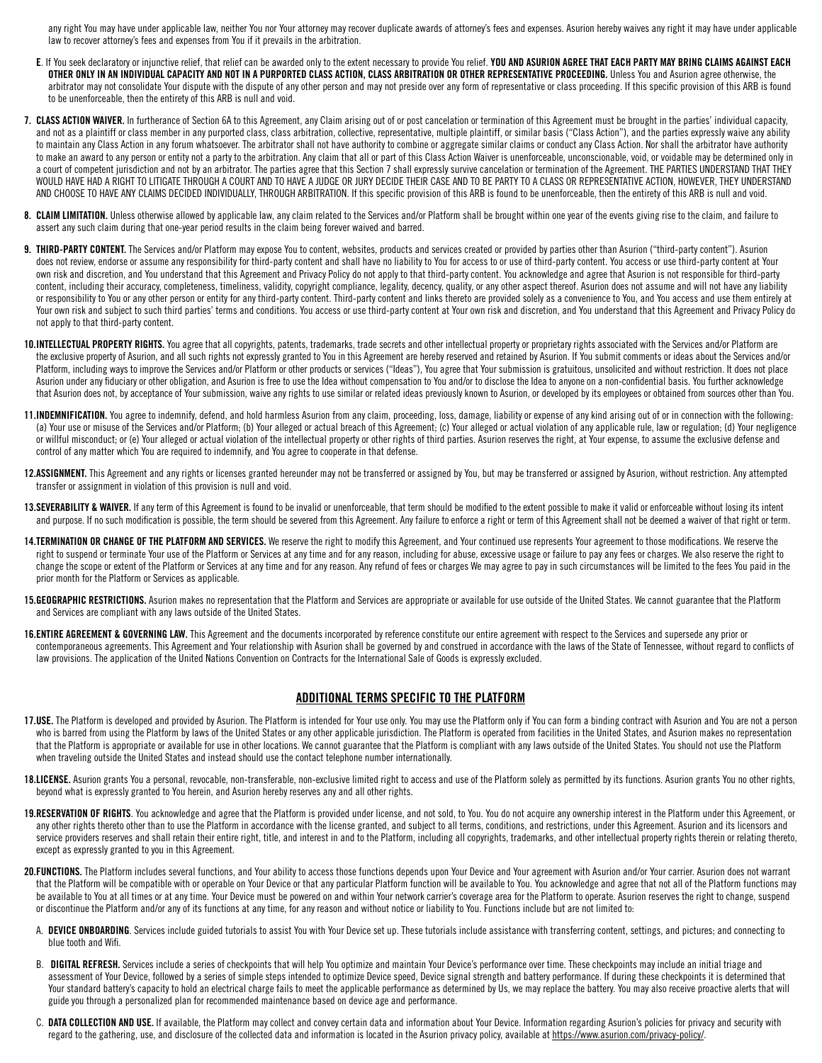any right You may have under applicable law, neither You nor Your attorney may recover duplicate awards of attorney's fees and expenses. Asurion hereby waives any right it may have under applicable law to recover attorney's fees and expenses from You if it prevails in the arbitration.

**E**. If You seek declaratory or injunctive relief, that relief can be awarded only to the extent necessary to provide You relief. **YOU AND ASURION AGREE THAT EACH PARTY MAY BRING CLAIMS AGAINST EACH OTHER ONLY IN AN INDIVIDUAL CAPACITY AND NOT IN A PURPORTED CLASS ACTION, CLASS ARBITRATION OR OTHER REPRESENTATIVE PROCEEDING.** Unless You and Asurion agree otherwise, the arbitrator may not consolidate Your dispute with the dispute of any other person and may not preside over any form of representative or class proceeding. If this specific provision of this ARB is found to be unenforceable, then the entirety of this ARB is null and void.

**7. CLASS ACTION WAIVER.** In furtherance of Section 6A to this Agreement, any Claim arising out of or post cancelation or termination of this Agreement must be brought in the parties' individual capacity, and not as a plaintiff or class member in any purported class, class arbitration, collective, representative, multiple plaintiff, or similar basis ("Class Action"), and the parties expressly waive any ability to maintain any Class Action in any forum whatsoever. The arbitrator shall not have authority to combine or aggregate similar claims or conduct any Class Action. Nor shall the arbitrator have authority to make an award to any person or entity not a party to the arbitration. Any claim that all or part of this Class Action Waiver is unenforceable, unconscionable, void, or voidable may be determined only in a court of competent jurisdiction and not by an arbitrator. The parties agree that this Section 7 shall expressly survive cancelation or termination of the Agreement. THE PARTIES UNDERSTAND THAT THEY WOULD HAVE HAD A RIGHT TO LITIGATE THROUGH A COURT AND TO HAVE A JUDGE OR JURY DECIDE THEIR CASE AND TO BE PARTY TO A CLASS OR REPRESENTATIVE ACTION, HOWEVER, THEY UNDERSTAND AND CHOOSE TO HAVE ANY CLAIMS DECIDED INDIVIDUALLY, THROUGH ARBITRATION. If this specific provision of this ARB is found to be unenforceable, then the entirety of this ARB is null and void.

**8. CLAIM LIMITATION.** Unless otherwise allowed by applicable law, any claim related to the Services and/or Platform shall be brought within one year of the events giving rise to the claim, and failure to assert any such claim during that one-year period results in the claim being forever waived and barred.

**9. THIRD-PARTY CONTENT.** The Services and/or Platform may expose You to content, websites, products and services created or provided by parties other than Asurion ("third-party content"). Asurion does not review, endorse or assume any responsibility for third-party content and shall have no liability to You for access to or use of third-party content. You access or use third-party content at Your own risk and discretion, and You understand that this Agreement and Privacy Policy do not apply to that third-party content. You acknowledge and agree that Asurion is not responsible for third-party content, including their accuracy, completeness, timeliness, validity, copyright compliance, legality, decency, quality, or any other aspect thereof. Asurion does not assume and will not have any liability or responsibility to You or any other person or entity for any third-party content. Third-party content and links thereto are provided solely as a convenience to You, and You access and use them entirely at Your own risk and subject to such third parties' terms and conditions. You access or use third-party content at Your own risk and discretion, and You understand that this Agreement and Privacy Policy do not apply to that third-party content.

**10. INTELLECTUAL PROPERTY RIGHTS.** You agree that all copyrights, patents, trademarks, trade secrets and other intellectual property or proprietary rights associated with the Services and/or Platform are the exclusive property of Asurion, and all such rights not expressly granted to You in this Agreement are hereby reserved and retained by Asurion. If You submit comments or ideas about the Services and/or Platform, including ways to improve the Services and/or Platform or other products or services ("Ideas"), You agree that Your submission is gratuitous, unsolicited and without restriction. It does not place Asurion under any fiduciary or other obligation, and Asurion is free to use the Idea without compensation to You and/or to disclose the Idea to anyone on a non-confidential basis. You further acknowledge that Asurion does not, by acceptance of Your submission, waive any rights to use similar or related ideas previously known to Asurion, or developed by its employees or obtained from sources other than You.

**11. INDEMNIFICATION.** You agree to indemnify, defend, and hold harmless Asurion from any claim, proceeding, loss, damage, liability or expense of any kind arising out of or in connection with the following: (a) Your use or misuse of the Services and/or Platform; (b) Your alleged or actual breach of this Agreement; (c) Your alleged or actual violation of any applicable rule, law or regulation; (d) Your negligence or willful misconduct; or (e) Your alleged or actual violation of the intellectual property or other rights of third parties. Asurion reserves the right, at Your expense, to assume the exclusive defense and control of any matter which You are required to indemnify, and You agree to cooperate in that defense.

**12. ASSIGNMENT.** This Agreement and any rights or licenses granted hereunder may not be transferred or assigned by You, but may be transferred or assigned by Asurion, without restriction. Any attempted transfer or assignment in violation of this provision is null and void.

**13. SEVERABILITY & WAIVER.** If any term of this Agreement is found to be invalid or unenforceable, that term should be modified to the extent possible to make it valid or enforceable without losing its intent and purpose. If no such modification is possible, the term should be severed from this Agreement. Any failure to enforce a right or term of this Agreement shall not be deemed a waiver of that right or term.

**14. TERMINATION OR CHANGE OF THE PLATFORM AND SERVICES.** We reserve the right to modify this Agreement, and Your continued use represents Your agreement to those modifications. We reserve the right to suspend or terminate Your use of the Platform or Services at any time and for any reason, including for abuse, excessive usage or failure to pay any fees or charges. We also reserve the right to change the scope or extent of the Platform or Services at any time and for any reason. Any refund of fees or charges We may agree to pay in such circumstances will be limited to the fees You paid in the prior month for the Platform or Services as applicable.

**15. GEOGRAPHIC RESTRICTIONS.** Asurion makes no representation that the Platform and Services are appropriate or available for use outside of the United States. We cannot guarantee that the Platform and Services are compliant with any laws outside of the United States.

**16. ENTIRE AGREEMENT & GOVERNING LAW.** This Agreement and the documents incorporated by reference constitute our entire agreement with respect to the Services and supersede any prior or contemporaneous agreements. This Agreement and Your relationship with Asurion shall be governed by and construed in accordance with the laws of the State of Tennessee, without regard to conflicts of law provisions. The application of the United Nations Convention on Contracts for the International Sale of Goods is expressly excluded.

## ADDITIONAL TERMS SPECIFIC TO THE PLATFORM

**17. USE.** The Platform is developed and provided by Asurion. The Platform is intended for Your use only. You may use the Platform only if You can form a binding contract with Asurion and You are not a person who is barred from using the Platform by laws of the United States or any other applicable jurisdiction. The Platform is operated from facilities in the United States, and Asurion makes no representation that the Platform is appropriate or available for use in other locations. We cannot guarantee that the Platform is compliant with any laws outside of the United States. You should not use the Platform when traveling outside the United States and instead should use the contact telephone number internationally.

**18. LICENSE.** Asurion grants You a personal, revocable, non-transferable, non-exclusive limited right to access and use of the Platform solely as permitted by its functions. Asurion grants You no other rights, beyond what is expressly granted to You herein, and Asurion hereby reserves any and all other rights.

**19. RESERVATION OF RIGHTS**. You acknowledge and agree that the Platform is provided under license, and not sold, to You. You do not acquire any ownership interest in the Platform under this Agreement, or any other rights thereto other than to use the Platform in accordance with the license granted, and subject to all terms, conditions, and restrictions, under this Agreement. Asurion and its licensors and service providers reserves and shall retain their entire right, title, and interest in and to the Platform, including all copyrights, trademarks, and other intellectual property rights therein or relating thereto, except as expressly granted to you in this Agreement.

**20. FUNCTIONS.** The Platform includes several functions, and Your ability to access those functions depends upon Your Device and Your agreement with Asurion and/or Your carrier. Asurion does not warrant that the Platform will be compatible with or operable on Your Device or that any particular Platform function will be available to You. You acknowledge and agree that not all of the Platform functions may be available to You at all times or at any time. Your Device must be powered on and within Your network carrier's coverage area for the Platform to operate. Asurion reserves the right to change, suspend or discontinue the Platform and/or any of its functions at any time, for any reason and without notice or liability to You. Functions include but are not limited to:

A. **DEVICE ONBOARDING**. Services include guided tutorials to assist You with Your Device set up. These tutorials include assistance with transferring content, settings, and pictures; and connecting to blue tooth and Wifi.

B. **DIGITAL REFRESH.** Services include a series of checkpoints that will help You optimize and maintain Your Device's performance over time. These checkpoints may include an initial triage and assessment of Your Device, followed by a series of simple steps intended to optimize Device speed, Device signal strength and battery performance. If during these checkpoints it is determined that Your standard battery's capacity to hold an electrical charge fails to meet the applicable performance as determined by Us, we may replace the battery. You may also receive proactive alerts that will guide you through a personalized plan for recommended maintenance based on device age and performance.

C. **DATA COLLECTION AND USE.** If available, the Platform may collect and convey certain data and information about Your Device. Information regarding Asurion's policies for privacy and security with regard to the gathering, use, and disclosure of the collected data and information is located in the Asurion privacy policy, available at https://www.asurion.com/privacy-policy/.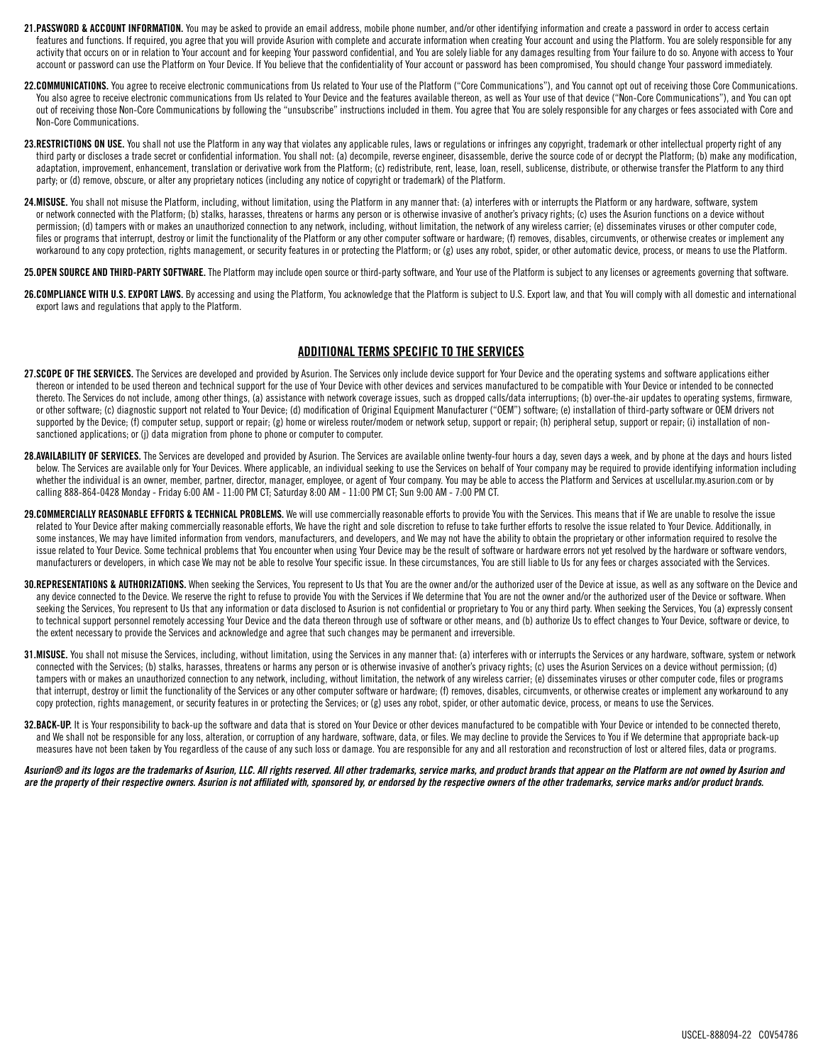**21.PASSWORD & ACCOUNT INFORMATION.** You may be asked to provide an email address, mobile phone number, and/or other identifying information and create a password in order to access certain features and functions. If required, you agree that you will provide Asurion with complete and accurate information when creating Your account and using the Platform. You are solely responsible for any activity that occurs on or in relation to Your account and for keeping Your password confidential, and You are solely liable for any damages resulting from Your failure to do so. Anyone with access to Your account or password can use the Platform on Your Device. If You believe that the confidentiality of Your account or password has been compromised, You should change Your password immediately.

**22.COMMUNICATIONS.** You agree to receive electronic communications from Us related to Your use of the Platform ("Core Communications"), and You cannot opt out of receiving those Core Communications. You also agree to receive electronic communications from Us related to Your Device and the features available thereon, as well as Your use of that device ("Non-Core Communications"), and You can opt out of receiving those Non-Core Communications by following the "unsubscribe" instructions included in them. You agree that You are solely responsible for any charges or fees associated with Core and Non-Core Communications.

**23.RESTRICTIONS ON USE.** You shall not use the Platform in any way that violates any applicable rules, laws or regulations or infringes any copyright, trademark or other intellectual property right of any third party or discloses a trade secret or confidential information. You shall not: (a) decompile, reverse engineer, disassemble, derive the source code of or decrypt the Platform; (b) make any modification, adaptation, improvement, enhancement, translation or derivative work from the Platform; (c) redistribute, rent, lease, loan, resell, sublicense, distribute, or otherwise transfer the Platform to any third party; or (d) remove, obscure, or alter any proprietary notices (including any notice of copyright or trademark) of the Platform.

**24.MISUSE.** You shall not misuse the Platform, including, without limitation, using the Platform in any manner that: (a) interferes with or interrupts the Platform or any hardware, software, system or network connected with the Platform; (b) stalks, harasses, threatens or harms any person or is otherwise invasive of another's privacy rights; (c) uses the Asurion functions on a device without permission; (d) tampers with or makes an unauthorized connection to any network, including, without limitation, the network of any wireless carrier; (e) disseminates viruses or other computer code, files or programs that interrupt, destroy or limit the functionality of the Platform or any other computer software or hardware; (f) removes, disables, circumvents, or otherwise creates or implement any workaround to any copy protection, rights management, or security features in or protecting the Platform; or (g) uses any robot, spider, or other automatic device, process, or means to use the Platform.

**25.OPEN SOURCE AND THIRD-PARTY SOFTWARE.** The Platform may include open source or third-party software, and Your use of the Platform is subject to any licenses or agreements governing that software.

**26.COMPLIANCE WITH U.S. EXPORT LAWS.** By accessing and using the Platform, You acknowledge that the Platform is subject to U.S. Export law, and that You will comply with all domestic and international export laws and regulations that apply to the Platform.

## ADDITIONAL TERMS SPECIFIC TO THE SERVICES

**27.SCOPE OF THE SERVICES.** The Services are developed and provided by Asurion. The Services only include device support for Your Device and the operating systems and software applications either thereon or intended to be used thereon and technical support for the use of Your Device with other devices and services manufactured to be compatible with Your Device or intended to be connected thereto. The Services do not include, among other things, (a) assistance with network coverage issues, such as dropped calls/data interruptions; (b) over-the-air updates to operating systems, firmware, or other software; (c) diagnostic support not related to Your Device; (d) modification of Original Equipment Manufacturer ("OEM") software; (e) installation of third-party software or OEM drivers not supported by the Device; (f) computer setup, support or repair; (g) home or wireless router/modem or network setup, support or repair; (h) peripheral setup, support or repair; (i) installation of non-sanctioned applications; or (j) data migration from phone to phone or computer to computer.

**28.AVAILABILITY OF SERVICES.** The Services are developed and provided by Asurion. The Services are available online twenty-four hours a day, seven days a week, and by phone at the days and hours listed below. The Services are available only for Your Devices. Where applicable, an individual seeking to use the Services on behalf of Your company may be required to provide identifying information including whether the individual is an owner, member, partner, director, manager, employee, or agent of Your company. You may be able to access the Platform and Services at uscellular.my.asurion.com or by calling 888-864-0428 Monday - Friday 6:00 AM - 11:00 PM CT; Saturday 8:00 AM - 11:00 PM CT; Sun 9:00 AM - 7:00 PM CT.

**29.COMMERCIALLY REASONABLE EFFORTS & TECHNICAL PROBLEMS.** We will use commercially reasonable efforts to provide You with the Services. This means that if We are unable to resolve the issue related to Your Device after making commercially reasonable efforts, We have the right and sole discretion to refuse to take further efforts to resolve the issue related to Your Device. Additionally, in some instances, We may have limited information from vendors, manufacturers, and developers, and We may not have the ability to obtain the proprietary or other information required to resolve the issue related to Your Device. Some technical problems that You encounter when using Your Device may be the result of software or hardware errors not yet resolved by the hardware or software vendors, manufacturers or developers, in which case We may not be able to resolve Your specific issue. In these circumstances, You are still liable to Us for any fees or charges associated with the Services.

**30.REPRESENTATIONS & AUTHORIZATIONS.** When seeking the Services, You represent to Us that You are the owner and/or the authorized user of the Device at issue, as well as any software on the Device and any device connected to the Device. We reserve the right to refuse to provide You with the Services if We determine that You are not the owner and/or the authorized user of the Device or software. When seeking the Services, You represent to Us that any information or data disclosed to Asurion is not confidential or proprietary to You or any third party. When seeking the Services, You (a) expressly consent to technical support personnel remotely accessing Your Device and the data thereon through use of software or other means, and (b) authorize Us to effect changes to Your Device, software or device, to the extent necessary to provide the Services and acknowledge and agree that such changes may be permanent and irreversible.

**31.MISUSE.** You shall not misuse the Services, including, without limitation, using the Services in any manner that: (a) interferes with or interrupts the Services or any hardware, software, system or network connected with the Services; (b) stalks, harasses, threatens or harms any person or is otherwise invasive of another's privacy rights; (c) uses the Asurion Services on a device without permission; (d) tampers with or makes an unauthorized connection to any network, including, without limitation, the network of any wireless carrier; (e) disseminates viruses or other computer code, files or programs that interrupt, destroy or limit the functionality of the Services or any other computer software or hardware; (f) removes, disables, circumvents, or otherwise creates or implement any workaround to any copy protection, rights management, or security features in or protecting the Services; or (g) uses any robot, spider, or other automatic device, process, or means to use the Services.

**32.BACK-UP.** It is Your responsibility to back-up the software and data that is stored on Your Device or other devices manufactured to be compatible with Your Device or intended to be connected thereto, and We shall not be responsible for any loss, alteration, or corruption of any hardware, software, data, or files. We may decline to provide the Services to You if We determine that appropriate back-up measures have not been taken by You regardless of the cause of any such loss or damage. You are responsible for any and all restoration and reconstruction of lost or altered files, data or programs.

***Asurion® and its logos are the trademarks of Asurion, LLC. All rights reserved. All other trademarks, service marks, and product brands that appear on the Platform are not owned by Asurion and are the property of their respective owners. Asurion is not affiliated with, sponsored by, or endorsed by the respective owners of the other trademarks, service marks and/or product brands.***

USCEL-888094-22 COV54786